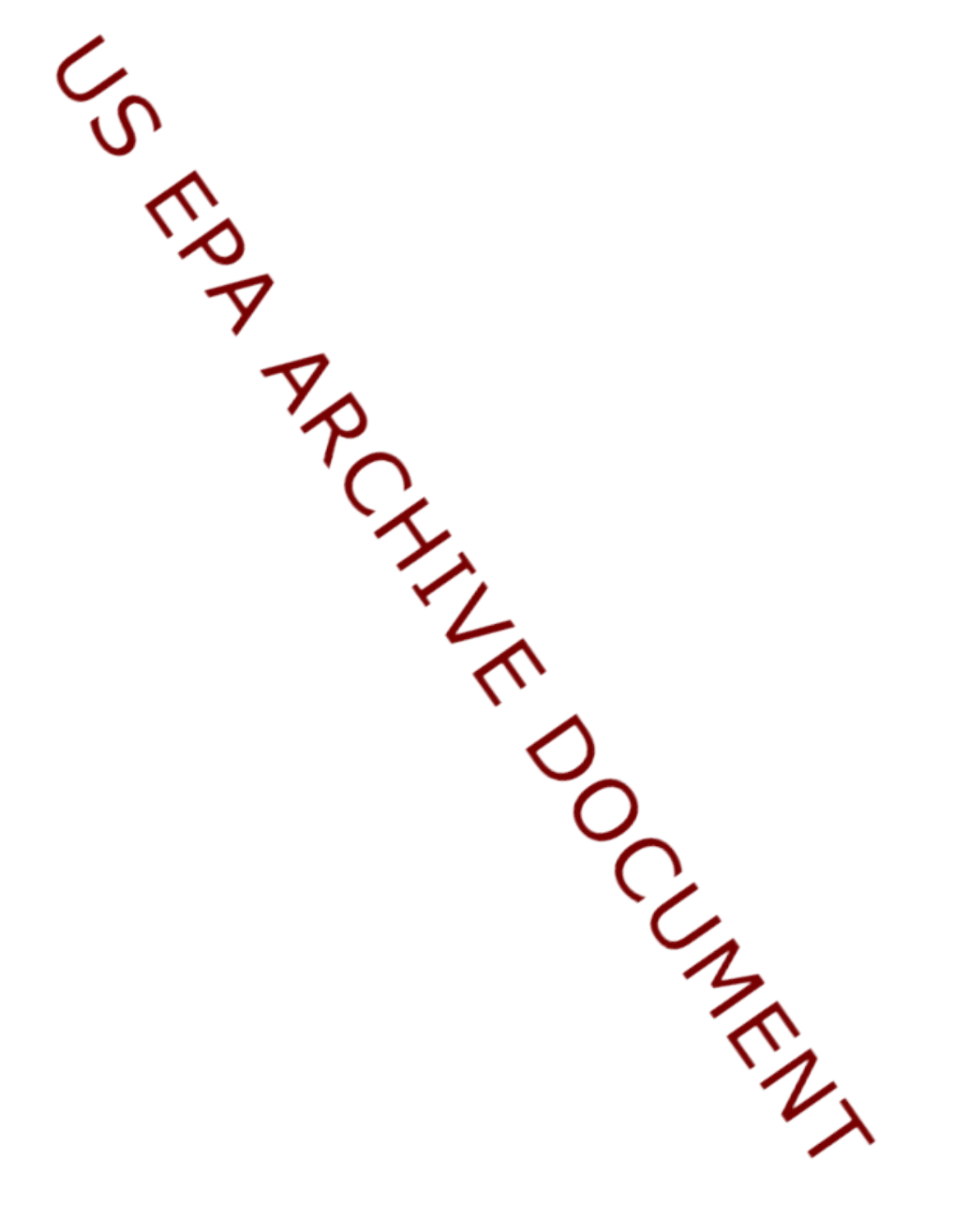US EPA ARCHIVE DOCUMENT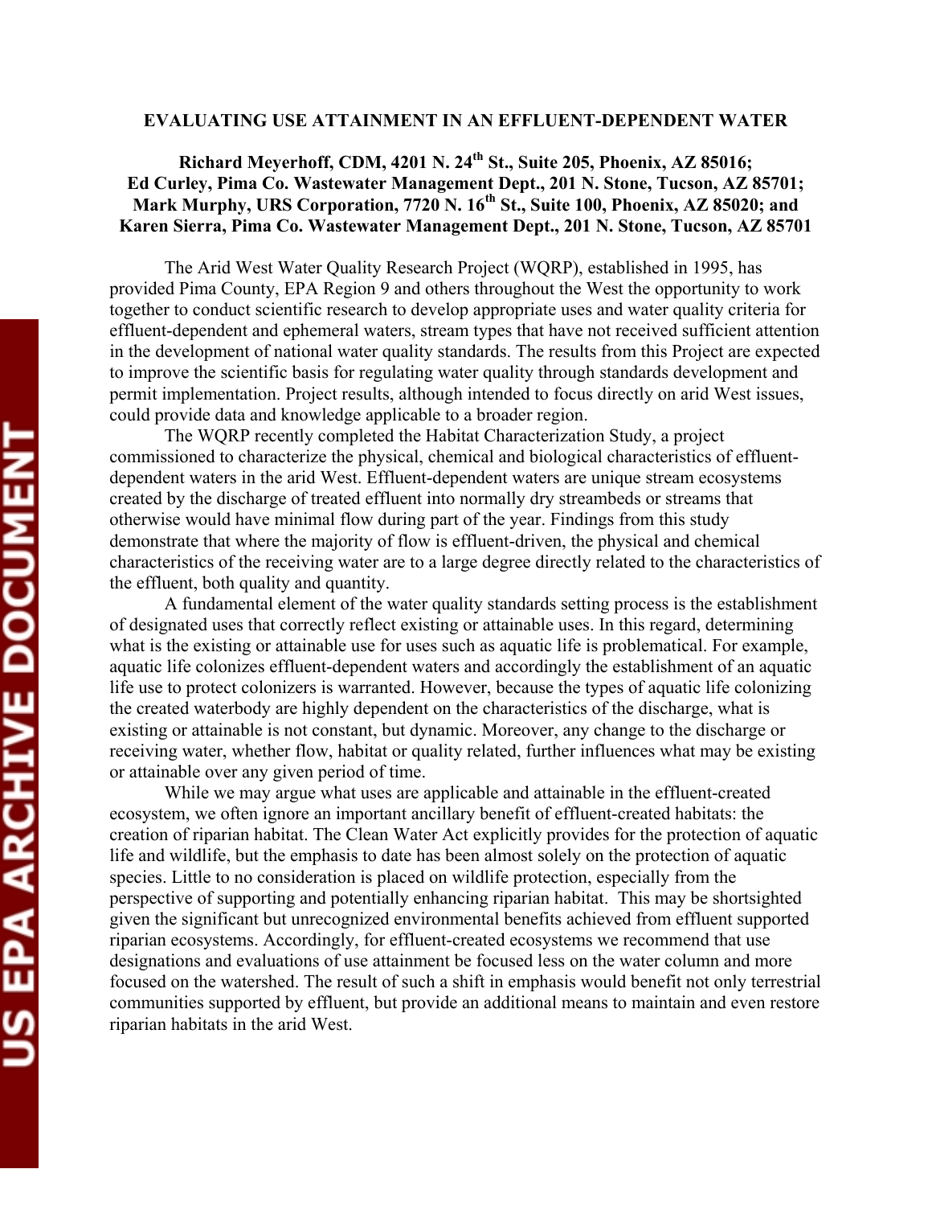**EVALUATING USE ATTAINMENT IN AN EFFLUENT-DEPENDENT WATER**

**Richard Meyerhoff, CDM, 4201 N. 24th St., Suite 205, Phoenix, AZ 85016; Ed Curley, Pima Co. Wastewater Management Dept., 201 N. Stone, Tucson, AZ 85701; Mark Murphy, URS Corporation, 7720 N. 16th St., Suite 100, Phoenix, AZ 85020; and Karen Sierra, Pima Co. Wastewater Management Dept., 201 N. Stone, Tucson, AZ 85701**

The Arid West Water Quality Research Project (WQRP), established in 1995, has provided Pima County, EPA Region 9 and others throughout the West the opportunity to work together to conduct scientific research to develop appropriate uses and water quality criteria for effluent-dependent and ephemeral waters, stream types that have not received sufficient attention in the development of national water quality standards. The results from this Project are expected to improve the scientific basis for regulating water quality through standards development and permit implementation. Project results, although intended to focus directly on arid West issues, could provide data and knowledge applicable to a broader region.

The WQRP recently completed the Habitat Characterization Study, a project commissioned to characterize the physical, chemical and biological characteristics of effluent-dependent waters in the arid West. Effluent-dependent waters are unique stream ecosystems created by the discharge of treated effluent into normally dry streambeds or streams that otherwise would have minimal flow during part of the year. Findings from this study demonstrate that where the majority of flow is effluent-driven, the physical and chemical characteristics of the receiving water are to a large degree directly related to the characteristics of the effluent, both quality and quantity.

A fundamental element of the water quality standards setting process is the establishment of designated uses that correctly reflect existing or attainable uses. In this regard, determining what is the existing or attainable use for uses such as aquatic life is problematical. For example, aquatic life colonizes effluent-dependent waters and accordingly the establishment of an aquatic life use to protect colonizers is warranted. However, because the types of aquatic life colonizing the created waterbody are highly dependent on the characteristics of the discharge, what is existing or attainable is not constant, but dynamic. Moreover, any change to the discharge or receiving water, whether flow, habitat or quality related, further influences what may be existing or attainable over any given period of time.

While we may argue what uses are applicable and attainable in the effluent-created ecosystem, we often ignore an important ancillary benefit of effluent-created habitats: the creation of riparian habitat. The Clean Water Act explicitly provides for the protection of aquatic life and wildlife, but the emphasis to date has been almost solely on the protection of aquatic species. Little to no consideration is placed on wildlife protection, especially from the perspective of supporting and potentially enhancing riparian habitat. This may be shortsighted given the significant but unrecognized environmental benefits achieved from effluent supported riparian ecosystems. Accordingly, for effluent-created ecosystems we recommend that use designations and evaluations of use attainment be focused less on the water column and more focused on the watershed. The result of such a shift in emphasis would benefit not only terrestrial communities supported by effluent, but provide an additional means to maintain and even restore riparian habitats in the arid West.